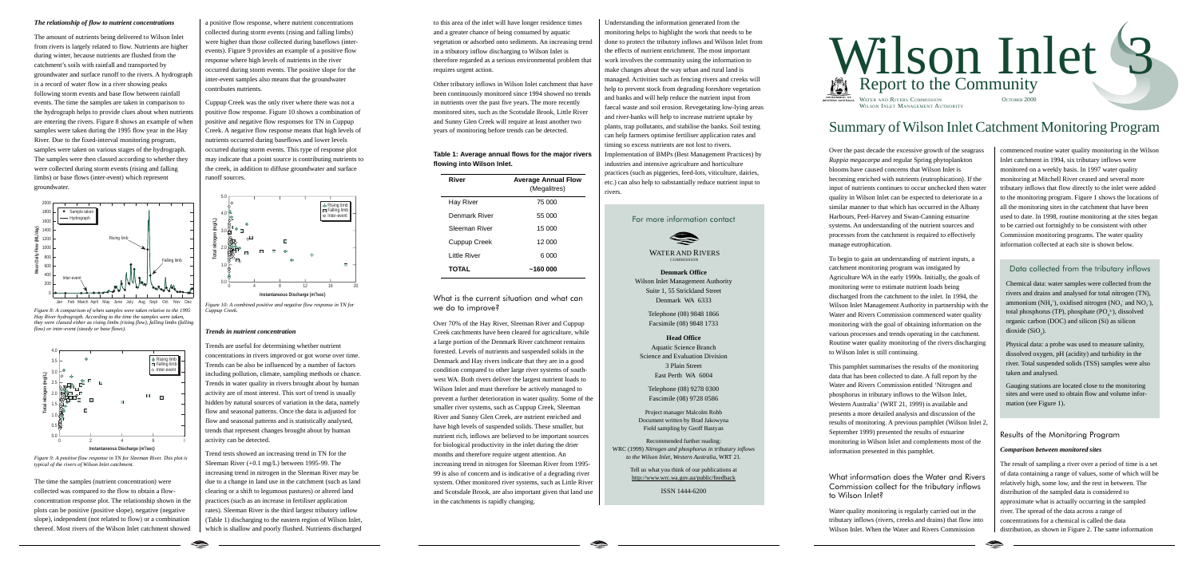# Wilson Inlet 3

## Report to the Community

Water and Rivers Commission
Wilson Inlet Management Authority

October 2000

# Summary of Wilson Inlet Catchment Monitoring Program

Over the past decade the excessive growth of the seagrass *Ruppia megacarpa* and regular Spring phytoplankton blooms have caused concerns that Wilson Inlet is becoming enriched with nutrients (eutrophication). If the input of nutrients continues to occur unchecked then water quality in Wilson Inlet can be expected to deteriorate in a similar manner to that which has occurred in the Albany Harbours, Peel-Harvey and Swan-Canning estuarine systems. An understanding of the nutrient sources and processes from the catchment is required to effectively manage eutrophication.

To begin to gain an understanding of nutrient inputs, a catchment monitoring program was instigated by Agriculture WA in the early 1990s. Initially, the goals of monitoring were to estimate nutrient loads being discharged from the catchment to the inlet. In 1994, the Wilson Inlet Management Authority in partnership with the Water and Rivers Commission commenced water quality monitoring with the goal of obtaining information on the various processes and trends operating in the catchment. Routine water quality monitoring of the rivers discharging to Wilson Inlet is still continuing.

This pamphlet summarises the results of the monitoring data that has been collected to date. A full report by the Water and Rivers Commission entitled 'Nitrogen and phosphorus in tributary inflows to the Wilson Inlet, Western Australia' (WRT 21, 1999) is available and presents a more detailed analysis and discussion of the results of monitoring. A previous pamphlet (Wilson Inlet 2, September 1999) presented the results of estuarine monitoring in Wilson Inlet and complements most of the information presented in this pamphlet.

### What information does the Water and Rivers Commission collect for the tributary inflows to Wilson Inlet?

Water quality monitoring is regularly carried out in the tributary inflows (rivers, creeks and drains) that flow into Wilson Inlet. When the Water and Rivers Commission commenced routine water quality monitoring in the Wilson Inlet catchment in 1994, six tributary inflows were monitored on a weekly basis. In 1997 water quality monitoring at Mitchell River ceased and several more tributary inflows that flow directly to the inlet were added to the monitoring program. Figure 1 shows the locations of all the monitoring sites in the catchment that have been used to date. In 1998, routine monitoring at the sites began to be carried out fortnightly to be consistent with other Commission monitoring programs. The water quality information collected at each site is shown below.

### Data collected from the tributary inflows

Chemical data: water samples were collected from the rivers and drains and analysed for total nitrogen (TN), ammonium ($NH_4^+$), oxidised nitrogen ($NO_2^-$ and $NO_3^-$), total phosphorus (TP), phosphate ($PO_4^{3-}$), dissolved organic carbon (DOC) and silicon (Si) as silicon dioxide ($SiO_2$).

Physical data: a probe was used to measure salinity, dissolved oxygen, pH (acidity) and turbidity in the river. Total suspended solids (TSS) samples were also taken and analysed.

Gauging stations are located close to the monitoring sites and were used to obtain flow and volume information (see Figure 1).

### Results of the Monitoring Program

#### *Comparison between monitored sites*

The result of sampling a river over a period of time is a set of data containing a range of values, some of which will be relatively high, some low, and the rest in between. The distribution of the sampled data is considered to approximate what is actually occurring in the sampled river. The spread of the data across a range of concentrations for a chemical is called the data distribution, as shown in Figure 2. The same information

#### *The relationship of flow to nutrient concentrations*

The amount of nutrients being delivered to Wilson Inlet from rivers is largely related to flow. Nutrients are higher during winter, because nutrients are flushed from the catchment's soils with rainfall and transported by groundwater and surface runoff to the rivers. A hydrograph is a record of water flow in a river showing peaks following storm events and base flow between rainfall events. The time the samples are taken in comparison to the hydrograph helps to provide clues about when nutrients are entering the rivers. Figure 8 shows an example of when samples were taken during the 1995 flow year in the Hay River. Due to the fixed-interval monitoring program, samples were taken on various stages of the hydrograph. The samples were then classed according to whether they were collected during storm events (rising and falling limbs) or base flows (inter-event) which represent groundwater.

*Figure 8: A comparison of when samples were taken relative to the 1995 Hay River hydrograph. According to the time the samples were taken, they were classed either as rising limbs (rising flow), falling limbs (falling flow) or inter-event (steady or base flows).*

*Figure 9: A positive flow response in TN for Sleeman River. This plot is typical of the rivers of Wilson Inlet catchment.*

The time the samples (nutrient concentration) were collected was compared to the flow to obtain a flow-concentration response plot. The relationship shown in the plots can be positive (positive slope), negative (negative slope), independent (not related to flow) or a combination thereof. Most rivers of the Wilson Inlet catchment showed a positive flow response, where nutrient concentrations collected during storm events (rising and falling limbs) were higher than those collected during baseflows (inter-events). Figure 9 provides an example of a positive flow response where high levels of nutrients in the river occurred during storm events. The positive slope for the inter-event samples also means that the groundwater contributes nutrients.

Cuppup Creek was the only river where there was not a positive flow response. Figure 10 shows a combination of positive and negative flow responses for TN in Cuppup Creek. A negative flow response means that high levels of nutrients occurred during baseflows and lower levels occurred during storm events. This type of response plot may indicate that a point source is contributing nutrients to the creek, in addition to diffuse groundwater and surface runoff sources.

*Figure 10: A combined positive and negative flow response in TN for Cuppup Creek.*

#### *Trends in nutrient concentration*

Trends are useful for determining whether nutrient concentrations in rivers improved or got worse over time. Trends can be also be influenced by a number of factors including pollution, climate, sampling methods or chance. Trends in water quality in rivers brought about by human activity are of most interest. This sort of trend is usually hidden by natural sources of variation in the data, namely flow and seasonal patterns. Once the data is adjusted for flow and seasonal patterns and is statistically analysed, trends that represent changes brought about by human activity can be detected.

Trend tests showed an increasing trend in TN for the Sleeman River (+0.1 mg/L) between 1995-99. The increasing trend in nitrogen in the Sleeman River may be due to a change in land use in the catchment (such as land clearing or a shift to legumous pastures) or altered land practices (such as an increase in fertiliser application rates). Sleeman River is the third largest tributary inflow (Table 1) discharging to the eastern region of Wilson Inlet, which is shallow and poorly flushed. Nutrients discharged to this area of the inlet will have longer residence times and a greater chance of being consumed by aquatic vegetation or adsorbed onto sediments. An increasing trend in a tributary inflow discharging to Wilson Inlet is therefore regarded as a serious environmental problem that requires urgent action.

Other tributary inflows in Wilson Inlet catchment that have been continuously monitored since 1994 showed no trends in nutrients over the past five years. The more recently monitored sites, such as the Scotsdale Brook, Little River and Sunny Glen Creek will require at least another two years of monitoring before trends can be detected.

**Table 1: Average annual flows for the major rivers flowing into Wilson Inlet.**

| River | Average Annual Flow (Megalitres) |
|---|---|
| Hay River | 75 000 |
| Denmark River | 55 000 |
| Sleeman River | 15 000 |
| Cuppup Creek | 12 000 |
| Little River | 6 000 |
| **TOTAL** | **~160 000** |

### What is the current situation and what can we do to improve?

Over 70% of the Hay River, Sleeman River and Cuppup Creek catchments have been cleared for agriculture, while a large portion of the Denmark River catchment remains forested. Levels of nutrients and suspended solids in the Denmark and Hay rivers indicate that they are in a good condition compared to other large river systems of south-west WA. Both rivers deliver the largest nutrient loads to Wilson Inlet and must therefore be actively managed to prevent a further deterioration in water quality. Some of the smaller river systems, such as Cuppup Creek, Sleeman River and Sunny Glen Creek, are nutrient enriched and have high levels of suspended solids. These smaller, but nutrient rich, inflows are believed to be important sources for biological productivity in the inlet during the drier months and therefore require urgent attention. An increasing trend in nitrogen for Sleeman River from 1995-99 is also of concern and is indicative of a degrading river system. Other monitored river systems, such as Little River and Scotsdale Brook, are also important given that land use in the catchments is rapidly changing.

Understanding the information generated from the monitoring helps to highlight the work that needs to be done to protect the tributary inflows and Wilson Inlet from the effects of nutrient enrichment. The most important work involves the community using the information to make changes about the way urban and rural land is managed. Activities such as fencing rivers and creeks will help to prevent stock from degrading foreshore vegetation and banks and will help reduce the nutrient input from faecal waste and soil erosion. Revegetating low-lying areas and river-banks will help to increase nutrient uptake by plants, trap pollutants, and stabilise the banks. Soil testing can help farmers optimise fertiliser application rates and timing so excess nutrients are not lost to rivers. Implementation of BMPs (Best Management Practices) by industries and intensive agriculture and horticulture practices (such as piggeries, feed-lots, viticulture, dairies, etc.) can also help to substantially reduce nutrient input to rivers.

### For more information contact

Water and Rivers Commission

**Denmark Office**
Wilson Inlet Management Authority
Suite 1, 55 Strickland Street
Denmark WA 6333

Telephone (08) 9848 1866
Facsimile (08) 9848 1733

**Head Office**
Aquatic Science Branch
Science and Evaluation Division
3 Plain Street
East Perth WA 6004

Telephone (08) 9278 0300
Fascimile (08) 9278 0586

Project manager Malcolm Robb
Document written by Brad Jakowyna
Field sampling by Geoff Bastyan

Recommended further reading:
WRC (1999) *Nitrogen and phosphorus in tributary inflows to the Wilson Inlet, Western Australia*, WRT 21.

Tell us what you think of our publications at http://www.wrc.wa.gov.au/public/feedback

ISSN 1444-6200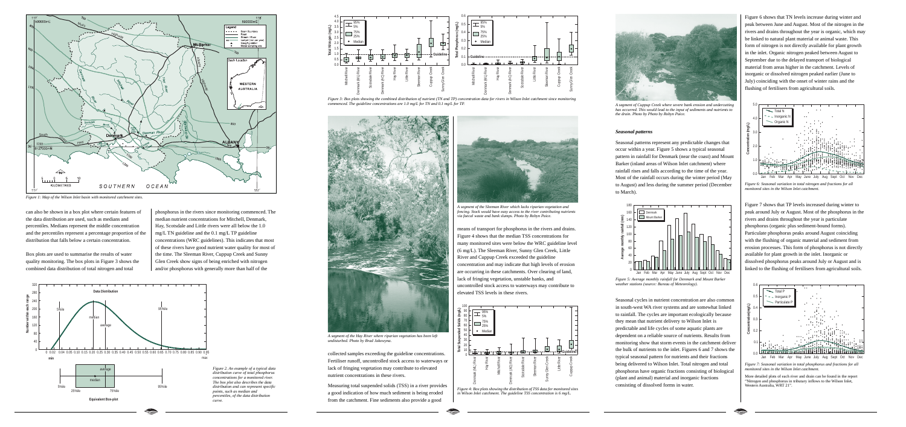Figure 1: Map of the Wilson Inlet basin with monitored catchment sites.

can also be shown in a box plot where certain features of the data distribution are used, such as medians and percentiles. Medians represent the middle concentration and the percentiles represent a percentage proportion of the distribution that falls below a certain concentration.

Box plots are used to summarise the results of water quality monitoring. The box plots in Figure 3 shows the combined data distribution of total nitrogen and total phosphorus in the rivers since monitoring commenced. The median nutrient concentrations for Mitchell, Denmark, Hay, Scotsdale and Little rivers were all below the 1.0 mg/L TN guideline and the 0.1 mg/L TP guideline concentrations (WRC guidelines). This indicates that most of these rivers have good nutrient water quality for most of the time. The Sleeman River, Cuppup Creek and Sunny Glen Creek show signs of being enriched with nitrogen and/or phosphorus with generally more than half of the

Figure 2. An example of a typical data distribution curve of total phosphorus concentrations for a monitored river. The box plot also describes the data distribution and can represent specific points, such as median and percentiles, of the data distribution curve.

Figure 3: Box plots showing the combined distribution of nutrient (TN and TP) concentration data for rivers in Wilson Inlet catchment since monitoring commenced. The guideline concentrations are 1.0 mg/L for TN and 0.1 mg/L for TP.

A segment of the Hay River where riparian vegetation has been left undisturbed. Photo by Brad Jakowyna.

collected samples exceeding the guideline concentrations. Fertiliser runoff, uncontrolled stock access to waterways or lack of fringing vegetation may contribute to elevated nutrient concentrations in these rivers.

Measuring total suspended solids (TSS) in a river provides a good indication of how much sediment is being eroded from the catchment. Fine sediments also provide a good means of transport for phosphorus in the rivers and drains. Figure 4 shows that the median TSS concentrations for many monitored sites were below the WRC guideline level (6 mg/L). The Sleeman River, Sunny Glen Creek, Little River and Cuppup Creek exceeded the guideline concentration and may indicate that high levels of erosion are occurring in these catchments. Over clearing of land, lack of fringing vegetation, unstable banks, and uncontrolled stock access to waterways may contribute to elevated TSS levels in these rivers.

A segment of the Sleeman River which lacks riparian vegetation and fencing. Stock would have easy access to the river contributing nutrients via faecal waste and bank slumps. Photo by Robyn Paice.

Figure 4: Box plots showing the distribution of TSS data for monitored sites in Wilson Inlet catchment. The guideline TSS concentration is 6 mg/L.

A segment of Cuppup Creek where severe bank erosion and undercutting has occurred. This would lead to the input of sediments and nutrients to the drain. Photo by Photo by Robyn Paice.

### Seasonal patterns

Seasonal patterns represent any predictable changes that occur within a year. Figure 5 shows a typical seasonal pattern in rainfall for Denmark (near the coast) and Mount Barker (inland areas of Wilson Inlet catchment) where rainfall rises and falls according to the time of the year. Most of the rainfall occurs during the winter period (May to August) and less during the summer period (December to March).

Figure 5: Average monthly rainfall for Denmark and Mount Barker weather stations (source: Bureau of Meteorology).

Seasonal cycles in nutrient concentration are also common in south-west WA river systems and are somewhat linked to rainfall. The cycles are important ecologically because they mean that nutrient delivery to Wilson Inlet is predictable and life cycles of some aquatic plants are dependent on a reliable source of nutrients. Results from monitoring show that storm events in the catchment deliver the bulk of nutrients to the inlet. Figures 6 and 7 shows the typical seasonal pattern for nutrients and their fractions being delivered to Wilson Inlet. Total nitrogen and total phosphorus have organic fractions consisting of biological (plant and animal) material and inorganic fractions consisting of dissolved forms in water.

Figure 6 shows that TN levels increase during winter and peak between June and August. Most of the nitrogen in the rivers and drains throughout the year is organic, which may be linked to natural plant material or animal waste. This form of nitrogen is not directly available for plant growth in the inlet. Organic nitrogen peaked between August to September due to the delayed transport of biological material from areas higher in the catchment. Levels of inorganic or dissolved nitrogen peaked earlier (June to July) coinciding with the onset of winter rains and the flushing of fertilisers from agricultural soils.

Figure 6: Seasonal variation in total nitrogen and fractions for all monitored sites in the Wilson Inlet catchment.

Figure 7 shows that TP levels increased during winter to peak around July or August. Most of the phosphorus in the rivers and drains throughout the year is particulate phosphorus (organic plus sediment-bound forms). Particulate phosphorus peaks around August coinciding with the flushing of organic material and sediment from erosion processes. This form of phosphorus is not directly available for plant growth in the inlet. Inorganic or dissolved phosphorus peaks around July or August and is linked to the flushing of fertilisers from agricultural soils.

Figure 7: Seasonal variation in total phosphorus and fractions for all monitored sites in the Wilson Inlet catchment.

More detailed plots of each river and drain can be found in the report "Nitrogen and phosphorus in tributary inflows to the Wilson Inlet, Western Australia, WRT 21".